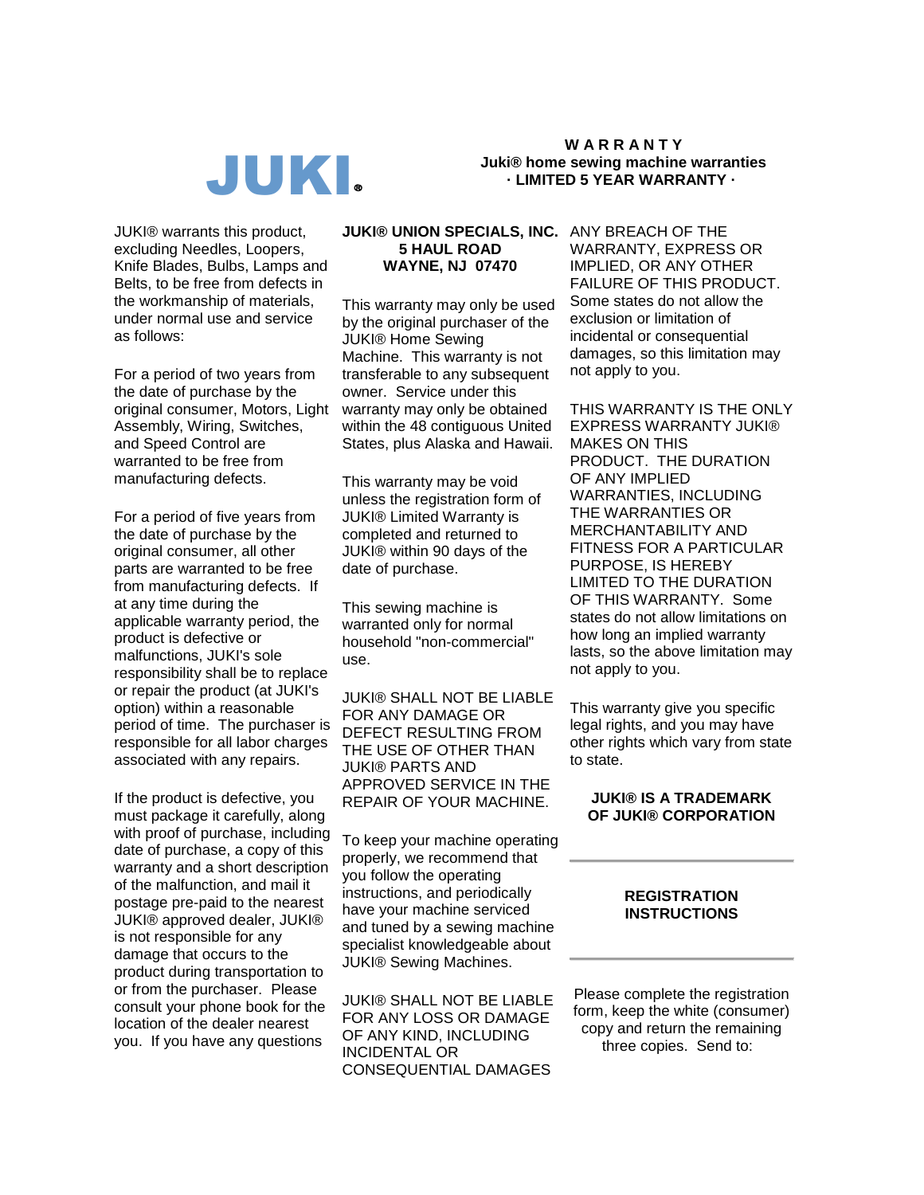JUKI®

# WARRANTY

**Juki® home sewing machine warranties**
**· LIMITED 5 YEAR WARRANTY ·**

JUKI® warrants this product, excluding Needles, Loopers, Knife Blades, Bulbs, Lamps and Belts, to be free from defects in the workmanship of materials, under normal use and service as follows:

For a period of two years from the date of purchase by the original consumer, Motors, Light Assembly, Wiring, Switches, and Speed Control are warranted to be free from manufacturing defects.

For a period of five years from the date of purchase by the original consumer, all other parts are warranted to be free from manufacturing defects. If at any time during the applicable warranty period, the product is defective or malfunctions, JUKI's sole responsibility shall be to replace or repair the product (at JUKI's option) within a reasonable period of time. The purchaser is responsible for all labor charges associated with any repairs.

If the product is defective, you must package it carefully, along with proof of purchase, including date of purchase, a copy of this warranty and a short description of the malfunction, and mail it postage pre-paid to the nearest JUKI® approved dealer, JUKI® is not responsible for any damage that occurs to the product during transportation to or from the purchaser. Please consult your phone book for the location of the dealer nearest you. If you have any questions

**JUKI® UNION SPECIALS, INC.**
**5 HAUL ROAD**
**WAYNE, NJ 07470**

This warranty may only be used by the original purchaser of the JUKI® Home Sewing Machine. This warranty is not transferable to any subsequent owner. Service under this warranty may only be obtained within the 48 contiguous United States, plus Alaska and Hawaii.

This warranty may be void unless the registration form of JUKI® Limited Warranty is completed and returned to JUKI® within 90 days of the date of purchase.

This sewing machine is warranted only for normal household "non-commercial" use.

JUKI® SHALL NOT BE LIABLE FOR ANY DAMAGE OR DEFECT RESULTING FROM THE USE OF OTHER THAN JUKI® PARTS AND APPROVED SERVICE IN THE REPAIR OF YOUR MACHINE.

To keep your machine operating properly, we recommend that you follow the operating instructions, and periodically have your machine serviced and tuned by a sewing machine specialist knowledgeable about JUKI® Sewing Machines.

JUKI® SHALL NOT BE LIABLE FOR ANY LOSS OR DAMAGE OF ANY KIND, INCLUDING INCIDENTAL OR CONSEQUENTIAL DAMAGES ANY BREACH OF THE WARRANTY, EXPRESS OR IMPLIED, OR ANY OTHER FAILURE OF THIS PRODUCT. Some states do not allow the exclusion or limitation of incidental or consequential damages, so this limitation may not apply to you.

THIS WARRANTY IS THE ONLY EXPRESS WARRANTY JUKI® MAKES ON THIS PRODUCT. THE DURATION OF ANY IMPLIED WARRANTIES, INCLUDING THE WARRANTIES OR MERCHANTABILITY AND FITNESS FOR A PARTICULAR PURPOSE, IS HEREBY LIMITED TO THE DURATION OF THIS WARRANTY. Some states do not allow limitations on how long an implied warranty lasts, so the above limitation may not apply to you.

This warranty give you specific legal rights, and you may have other rights which vary from state to state.

**JUKI® IS A TRADEMARK OF JUKI® CORPORATION**

---

## REGISTRATION INSTRUCTIONS

---

Please complete the registration form, keep the white (consumer) copy and return the remaining three copies. Send to: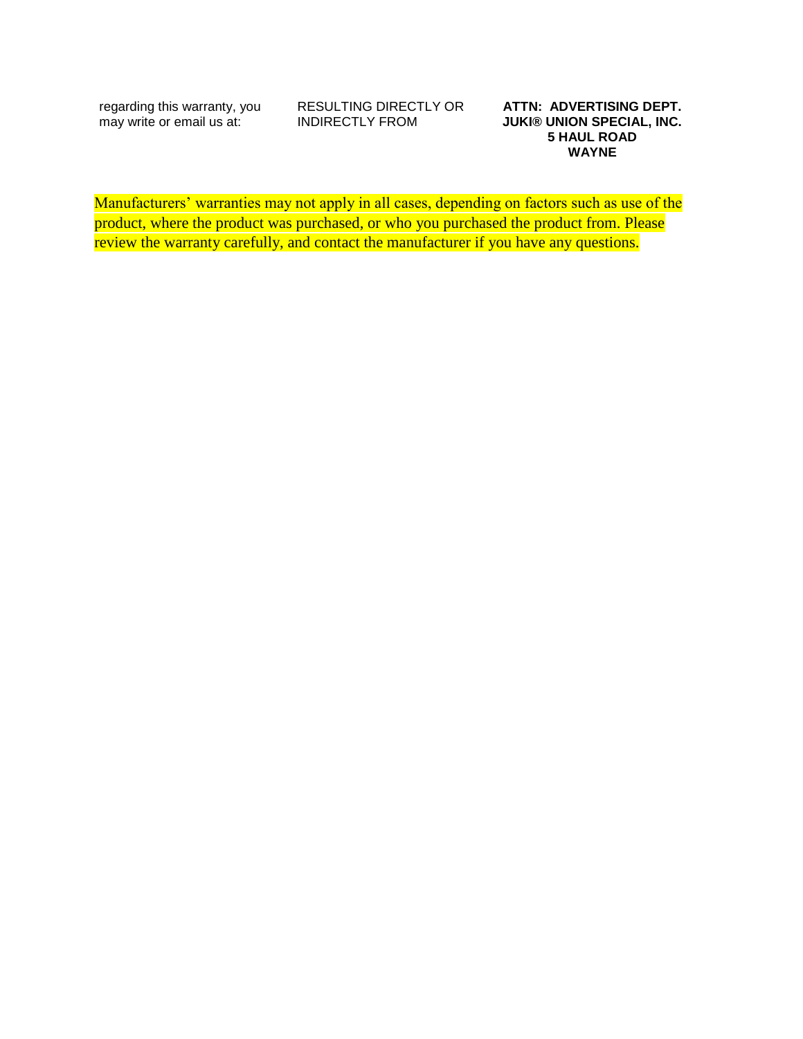regarding this warranty, you may write or email us at:

RESULTING DIRECTLY OR INDIRECTLY FROM

**ATTN: ADVERTISING DEPT.**
**JUKI® UNION SPECIAL, INC.**
**5 HAUL ROAD**
**WAYNE**

Manufacturers' warranties may not apply in all cases, depending on factors such as use of the product, where the product was purchased, or who you purchased the product from. Please review the warranty carefully, and contact the manufacturer if you have any questions.